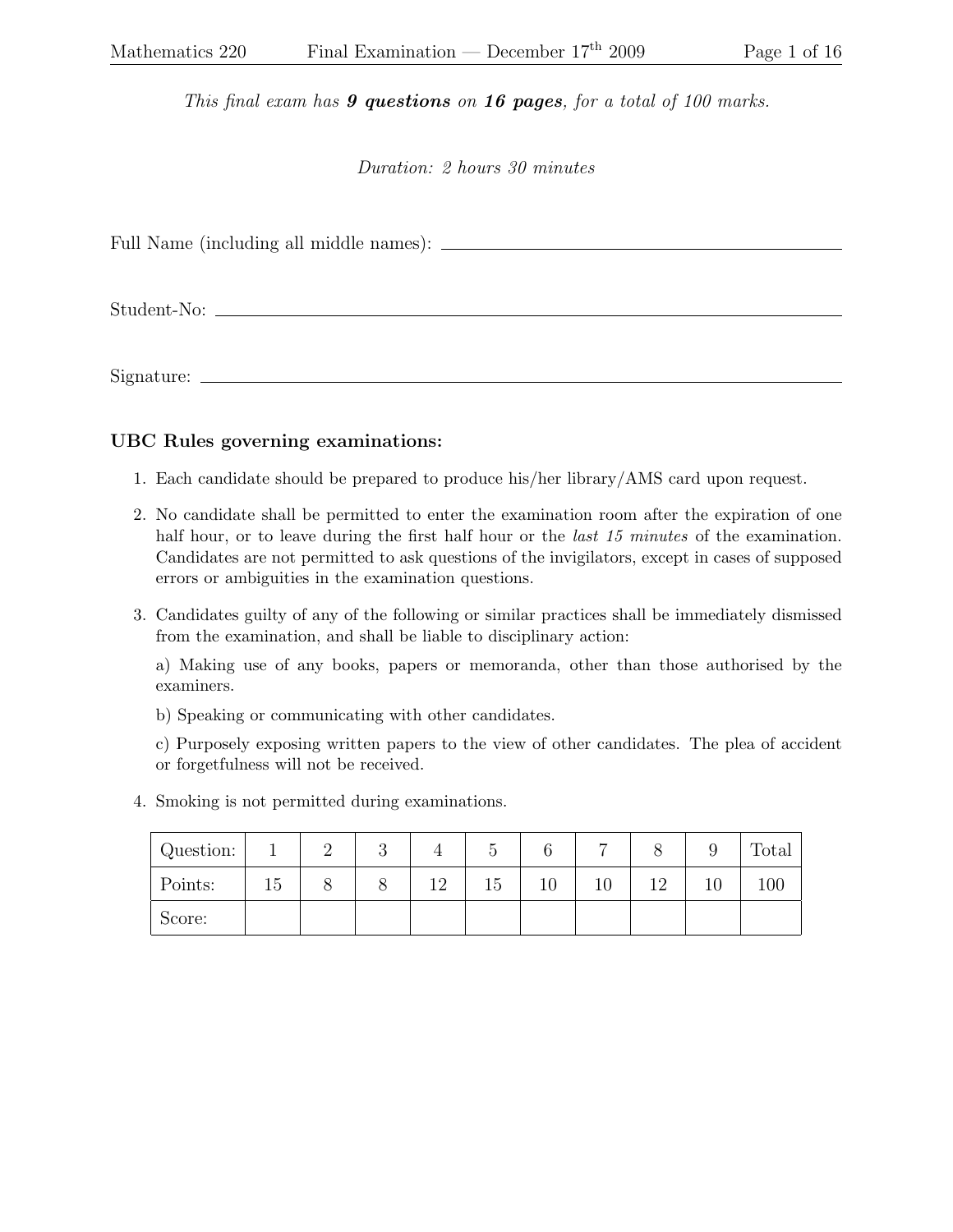*This final exam has **9 questions** on **16 pages**, for a total of 100 marks.*

*Duration: 2 hours 30 minutes*

Full Name (including all middle names): ______________________________

Student-No: ______________________________

Signature: ______________________________

### UBC Rules governing examinations:

1. Each candidate should be prepared to produce his/her library/AMS card upon request.
2. No candidate shall be permitted to enter the examination room after the expiration of one half hour, or to leave during the first half hour or the *last 15 minutes* of the examination. Candidates are not permitted to ask questions of the invigilators, except in cases of supposed errors or ambiguities in the examination questions.
3. Candidates guilty of any of the following or similar practices shall be immediately dismissed from the examination, and shall be liable to disciplinary action:

   a) Making use of any books, papers or memoranda, other than those authorised by the examiners.

   b) Speaking or communicating with other candidates.

   c) Purposely exposing written papers to the view of other candidates. The plea of accident or forgetfulness will not be received.
4. Smoking is not permitted during examinations.

| Question: | 1 | 2 | 3 | 4 | 5 | 6 | 7 | 8 | 9 | Total |
|---|---|---|---|---|---|---|---|---|---|---|
| Points: | 15 | 8 | 8 | 12 | 15 | 10 | 10 | 12 | 10 | 100 |
| Score: | | | | | | | | | | |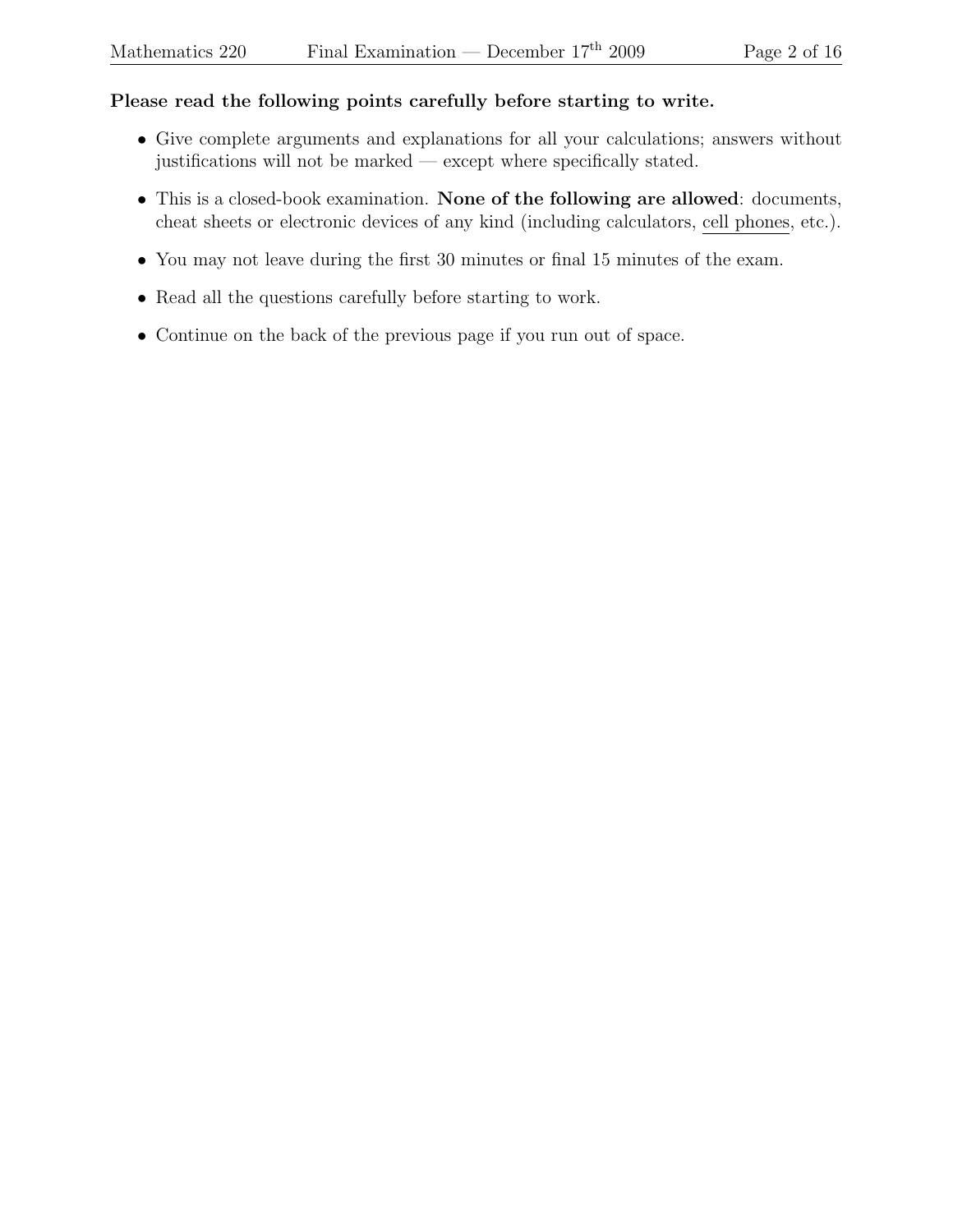**Please read the following points carefully before starting to write.**

- Give complete arguments and explanations for all your calculations; answers without justifications will not be marked — except where specifically stated.
- This is a closed-book examination. **None of the following are allowed**: documents, cheat sheets or electronic devices of any kind (including calculators, cell phones, etc.).
- You may not leave during the first 30 minutes or final 15 minutes of the exam.
- Read all the questions carefully before starting to work.
- Continue on the back of the previous page if you run out of space.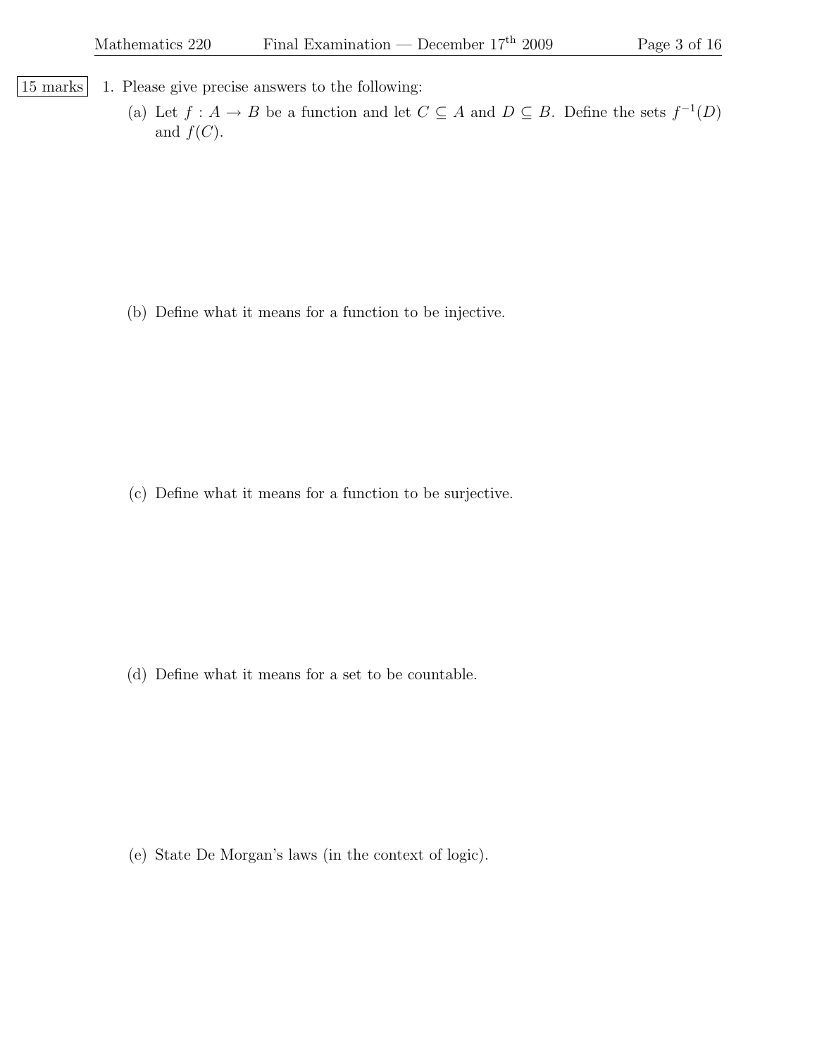15 marks

1. Please give precise answers to the following:

   (a) Let $f : A \to B$ be a function and let $C \subseteq A$ and $D \subseteq B$. Define the sets $f^{-1}(D)$ and $f(C)$.

   (b) Define what it means for a function to be injective.

   (c) Define what it means for a function to be surjective.

   (d) Define what it means for a set to be countable.

   (e) State De Morgan's laws (in the context of logic).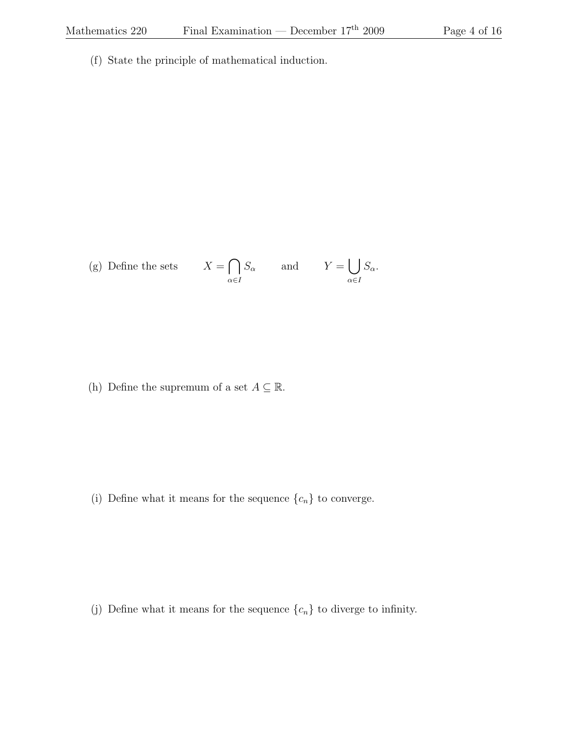(f) State the principle of mathematical induction.

(g) Define the sets $X = \bigcap_{\alpha \in I} S_\alpha$ and $Y = \bigcup_{\alpha \in I} S_\alpha$.

(h) Define the supremum of a set $A \subseteq \mathbb{R}$.

(i) Define what it means for the sequence $\{c_n\}$ to converge.

(j) Define what it means for the sequence $\{c_n\}$ to diverge to infinity.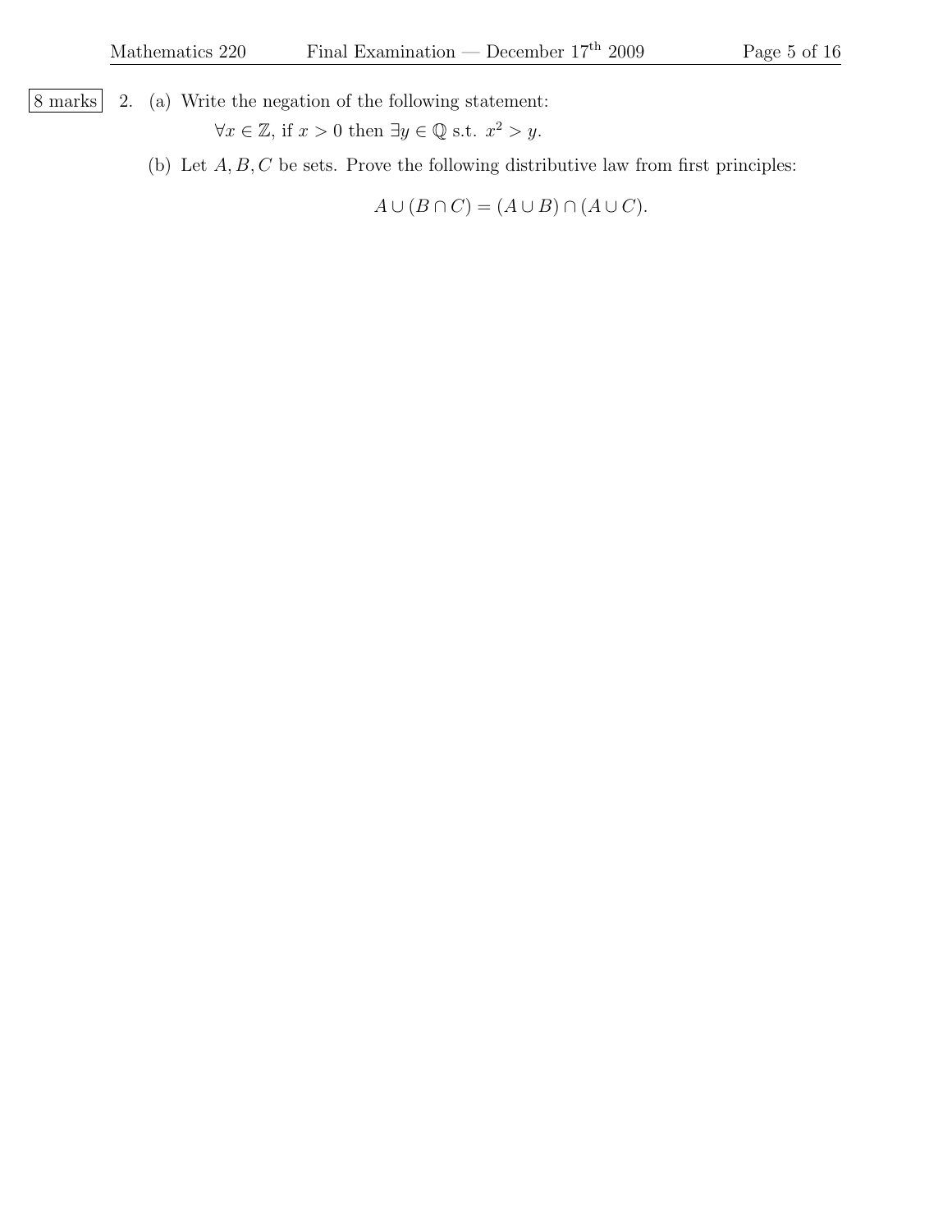8 marks

2. (a) Write the negation of the following statement:

$\forall x \in \mathbb{Z}$, if $x > 0$ then $\exists y \in \mathbb{Q}$ s.t. $x^2 > y$.

(b) Let $A, B, C$ be sets. Prove the following distributive law from first principles:

$$A \cup (B \cap C) = (A \cup B) \cap (A \cup C).$$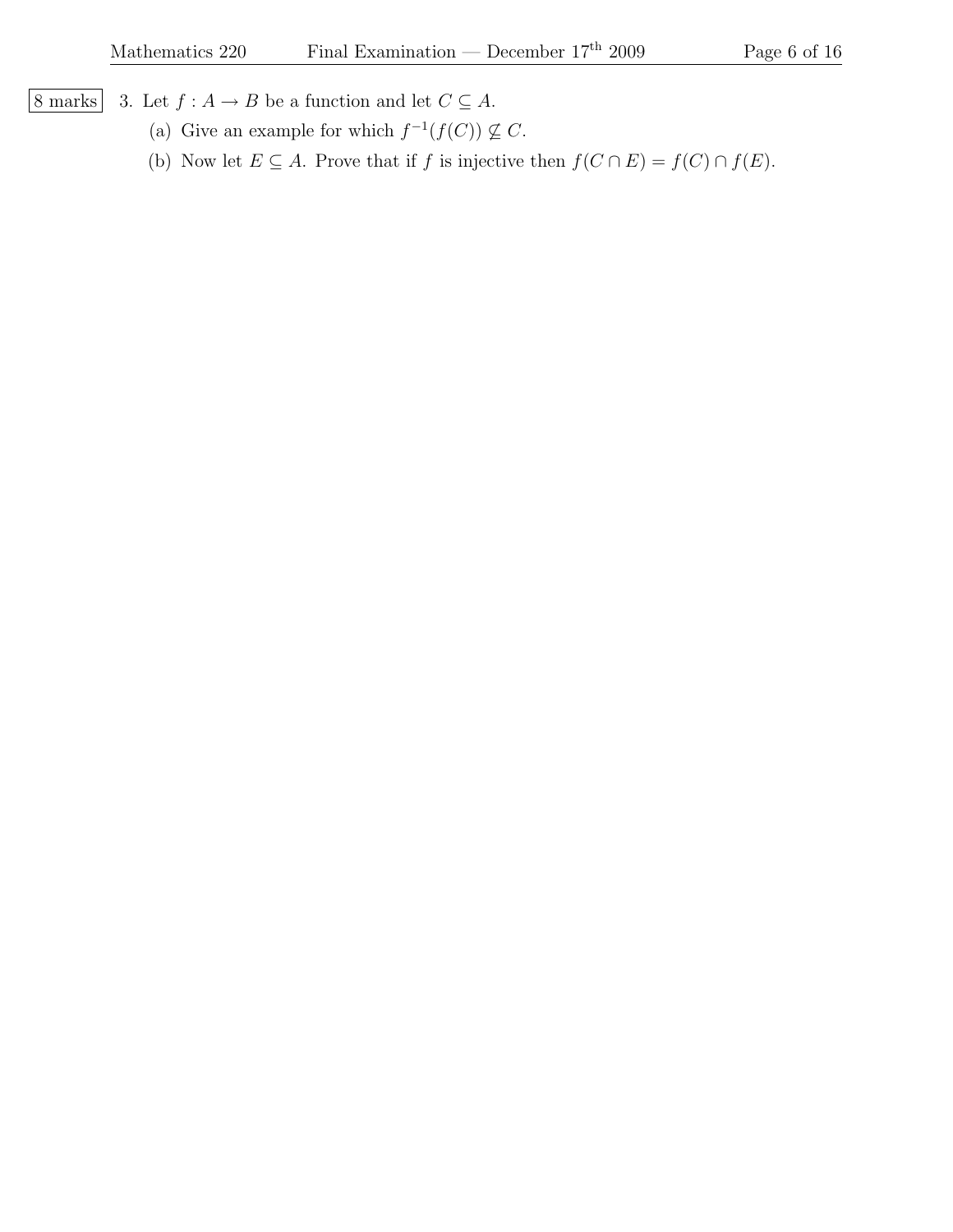8 marks

3. Let $f : A \to B$ be a function and let $C \subseteq A$.

   (a) Give an example for which $f^{-1}(f(C)) \not\subseteq C$.

   (b) Now let $E \subseteq A$. Prove that if $f$ is injective then $f(C \cap E) = f(C) \cap f(E)$.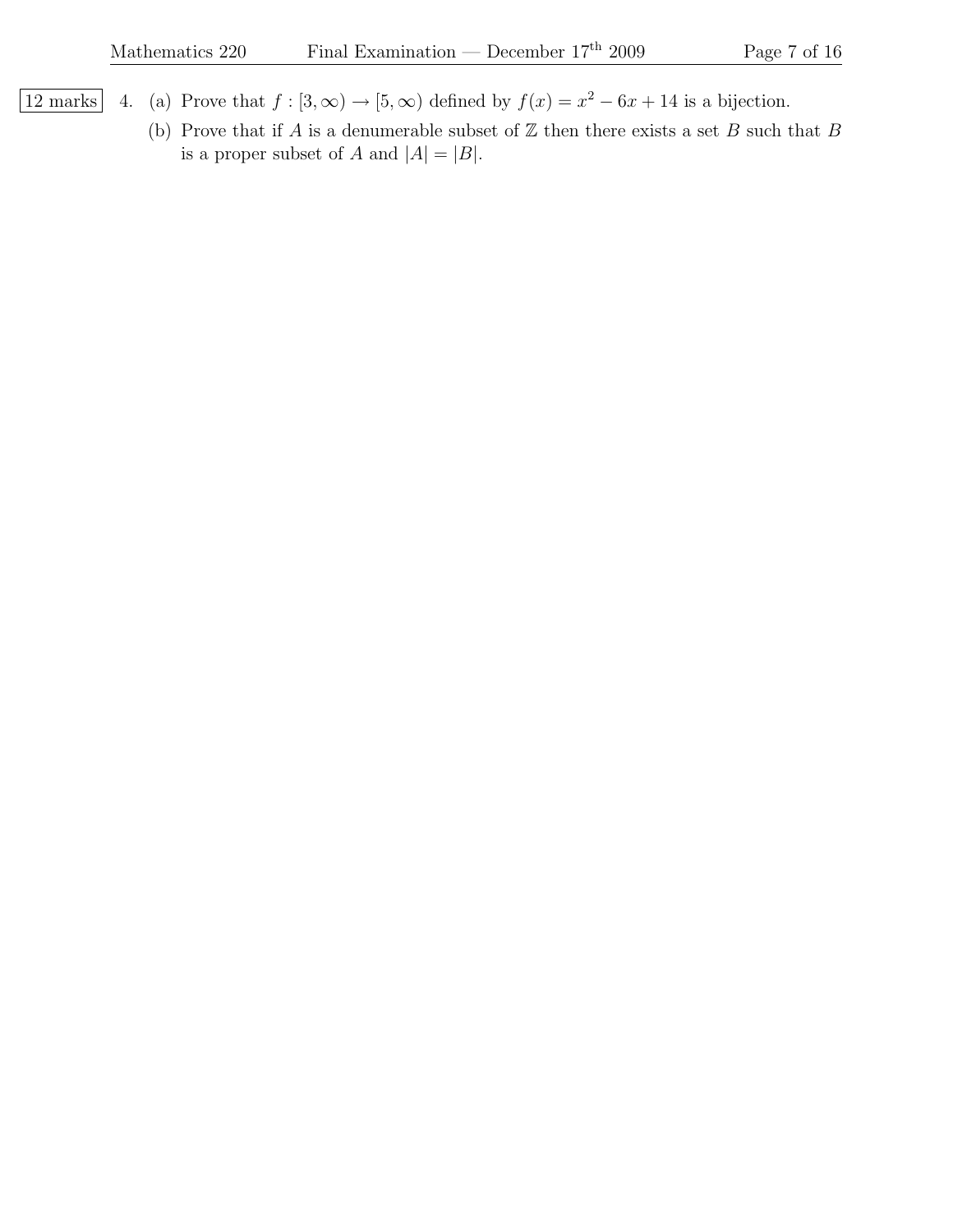12 marks

4. (a) Prove that $f : [3, \infty) \to [5, \infty)$ defined by $f(x) = x^2 - 6x + 14$ is a bijection.

   (b) Prove that if $A$ is a denumerable subset of $\mathbb{Z}$ then there exists a set $B$ such that $B$ is a proper subset of $A$ and $|A| = |B|$.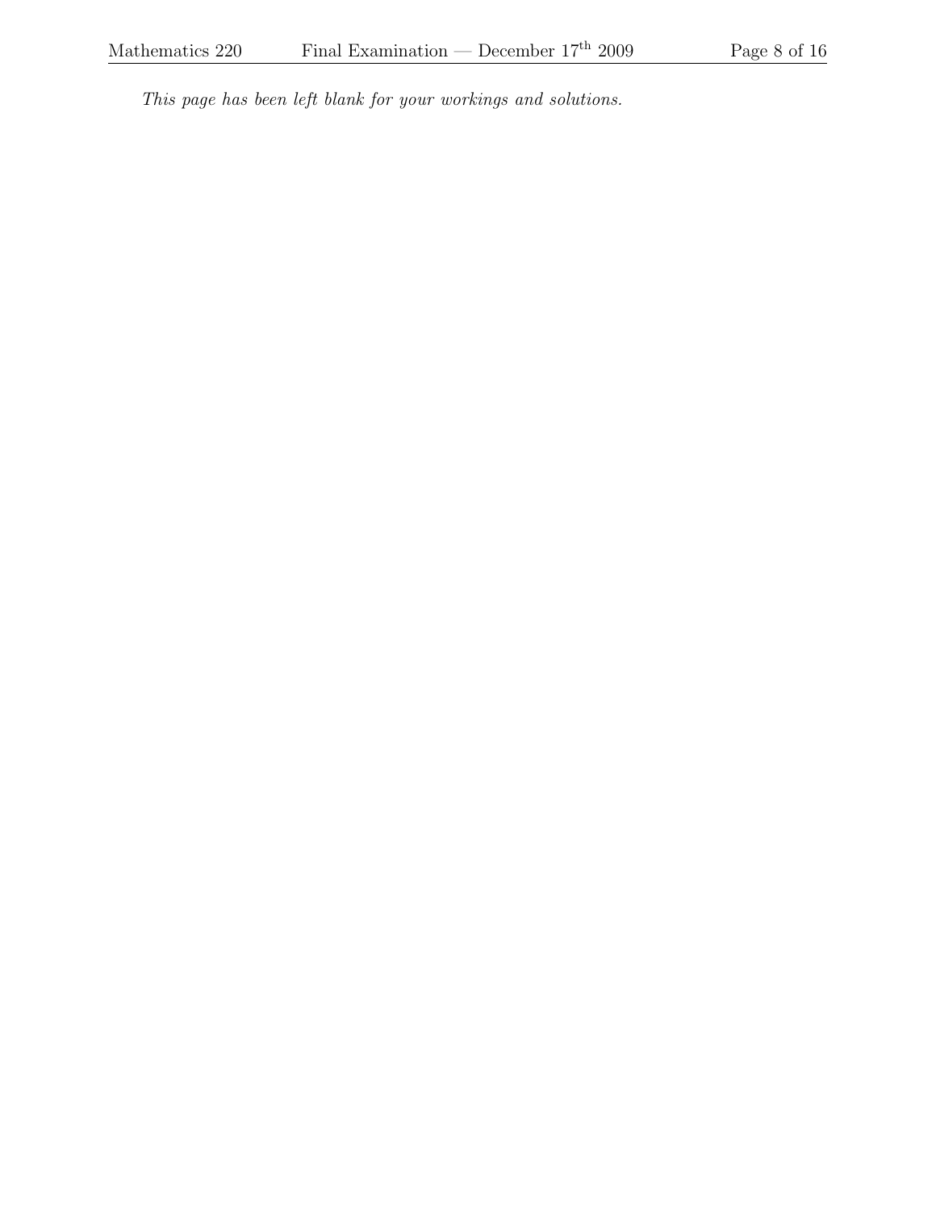*This page has been left blank for your workings and solutions.*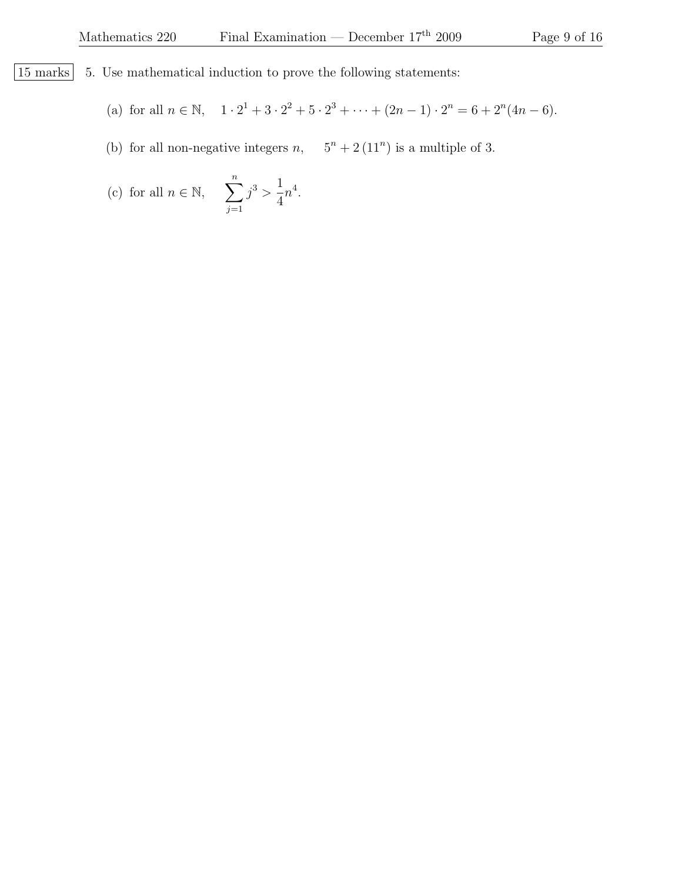15 marks

5. Use mathematical induction to prove the following statements:

   (a) for all $n \in \mathbb{N}$, $\quad 1 \cdot 2^1 + 3 \cdot 2^2 + 5 \cdot 2^3 + \cdots + (2n-1) \cdot 2^n = 6 + 2^n(4n-6)$.

   (b) for all non-negative integers $n$, $\quad 5^n + 2\,(11^n)$ is a multiple of 3.

   (c) for all $n \in \mathbb{N}$, $\quad \displaystyle\sum_{j=1}^{n} j^3 > \frac{1}{4}n^4$.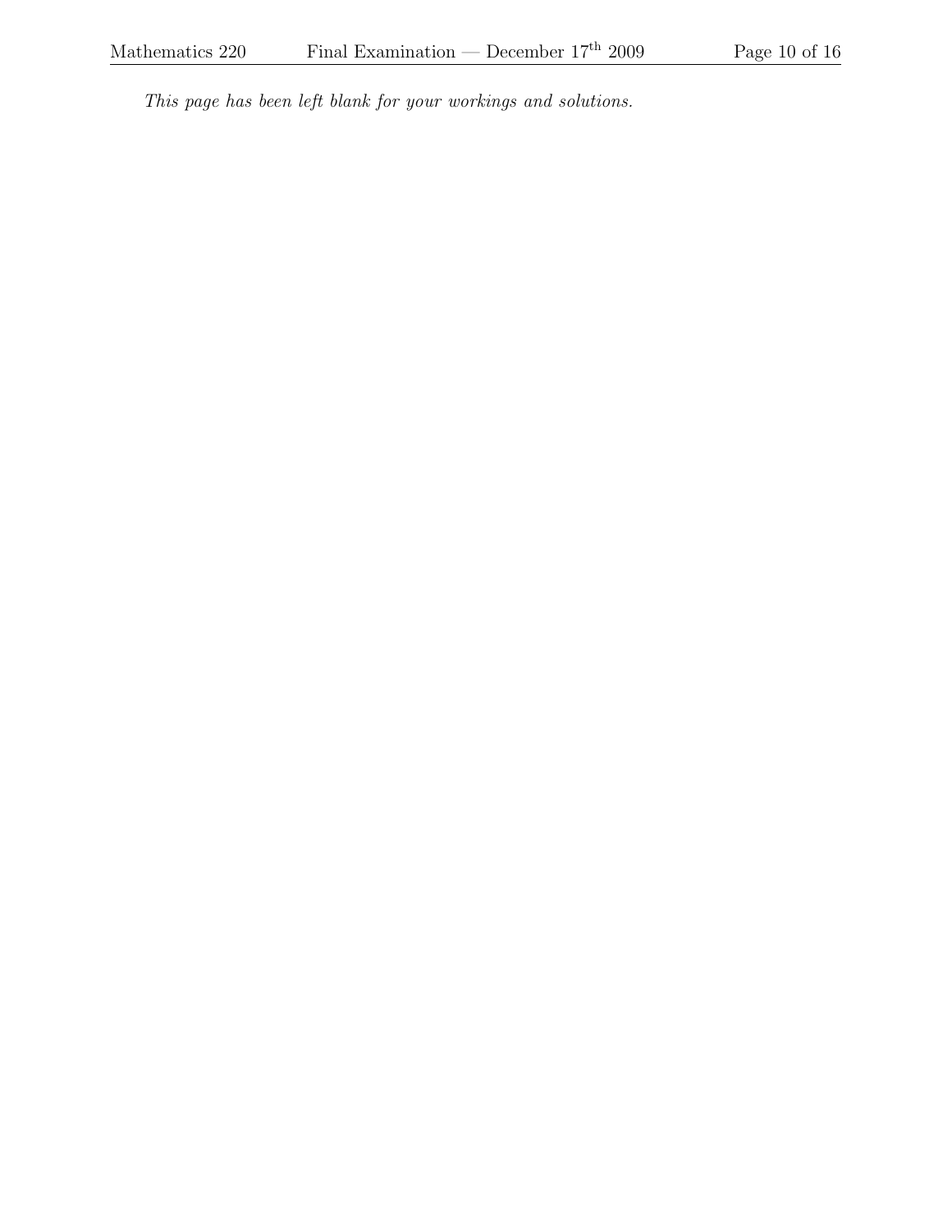*This page has been left blank for your workings and solutions.*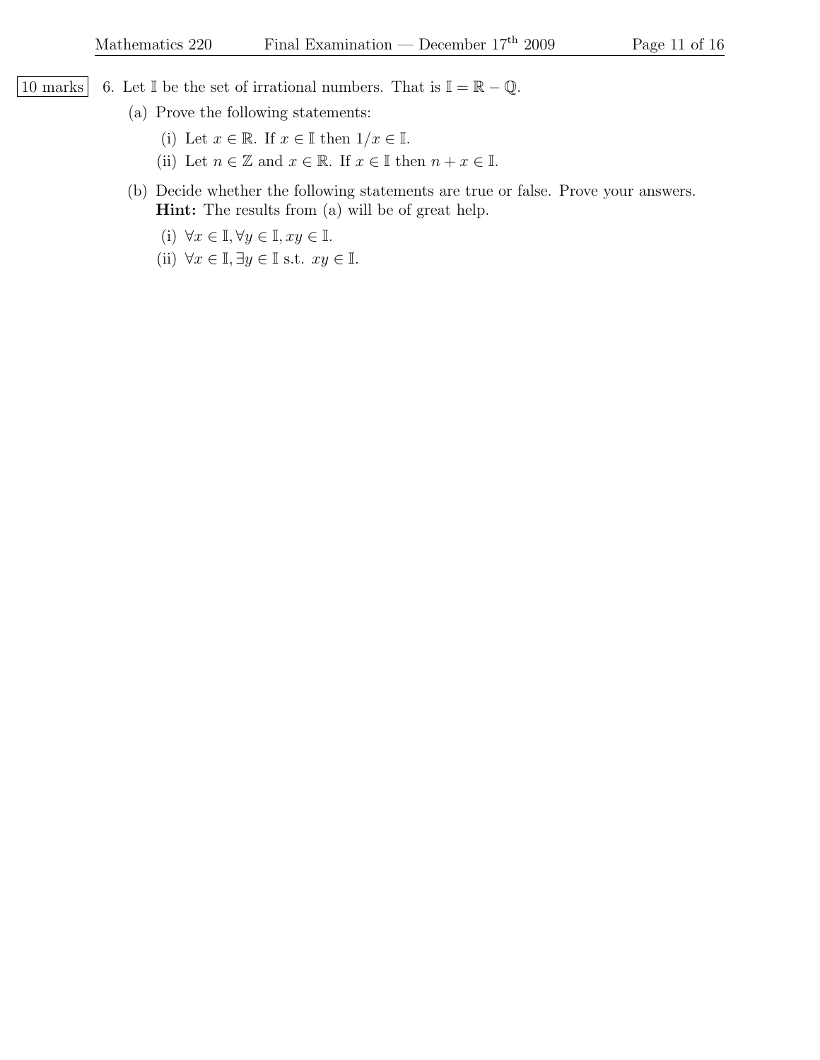10 marks

6. Let $\mathbb{I}$ be the set of irrational numbers. That is $\mathbb{I} = \mathbb{R} - \mathbb{Q}$.

   (a) Prove the following statements:

      (i) Let $x \in \mathbb{R}$. If $x \in \mathbb{I}$ then $1/x \in \mathbb{I}$.

      (ii) Let $n \in \mathbb{Z}$ and $x \in \mathbb{R}$. If $x \in \mathbb{I}$ then $n + x \in \mathbb{I}$.

   (b) Decide whether the following statements are true or false. Prove your answers.
   **Hint:** The results from (a) will be of great help.

      (i) $\forall x \in \mathbb{I}, \forall y \in \mathbb{I}, xy \in \mathbb{I}$.

      (ii) $\forall x \in \mathbb{I}, \exists y \in \mathbb{I}$ s.t. $xy \in \mathbb{I}$.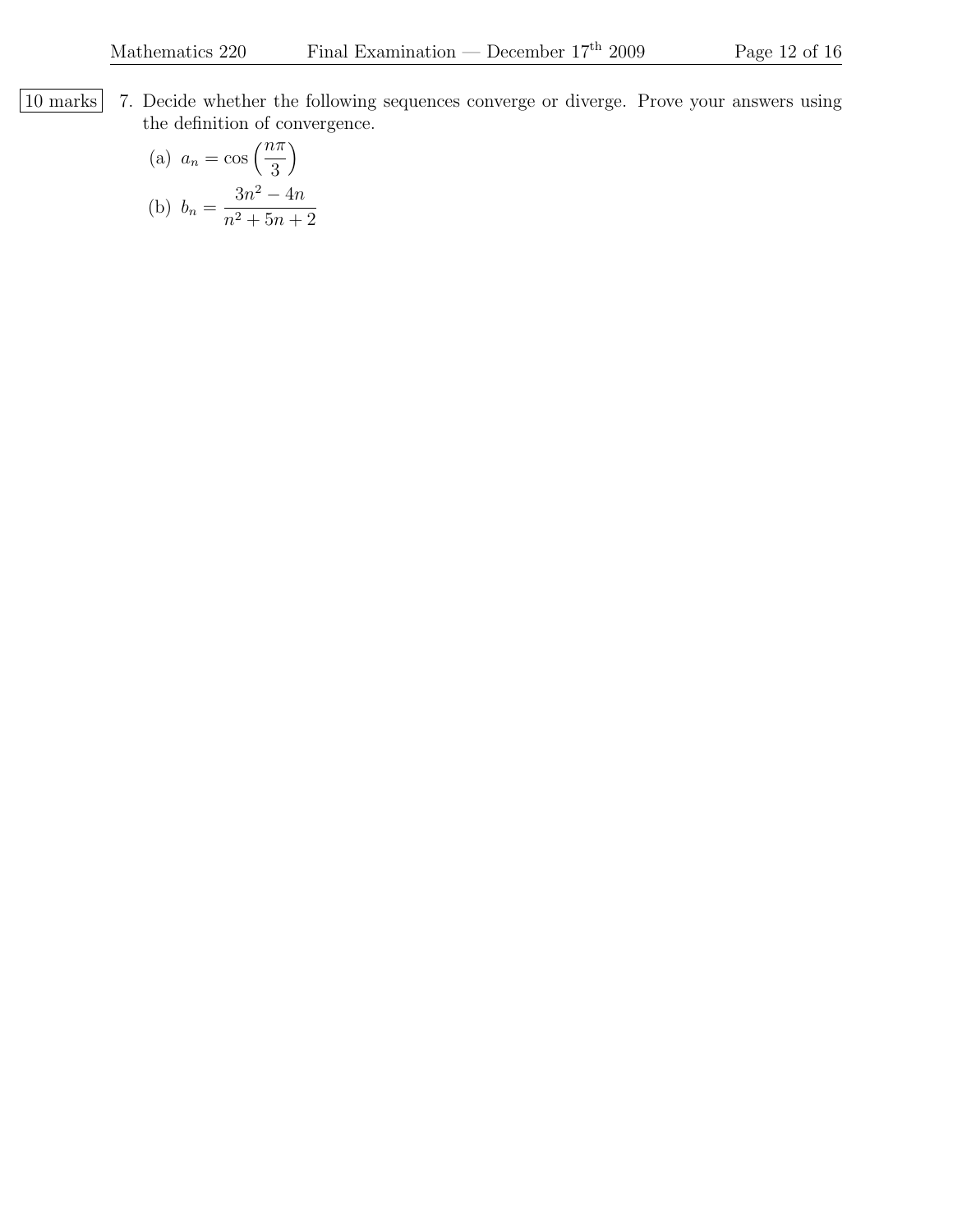10 marks

7. Decide whether the following sequences converge or diverge. Prove your answers using the definition of convergence.

   (a) $a_n = \cos\left(\frac{n\pi}{3}\right)$

   (b) $b_n = \frac{3n^2 - 4n}{n^2 + 5n + 2}$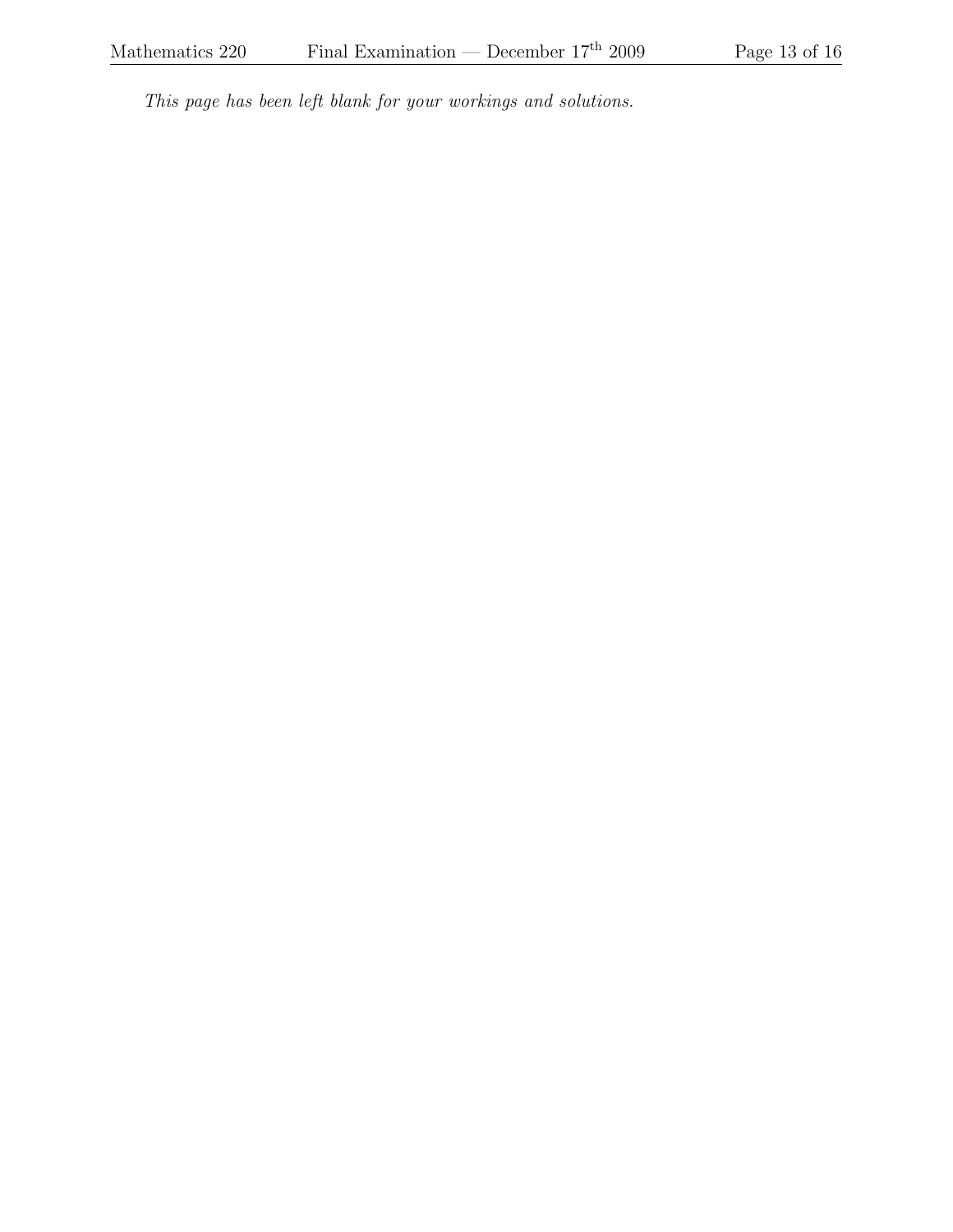*This page has been left blank for your workings and solutions.*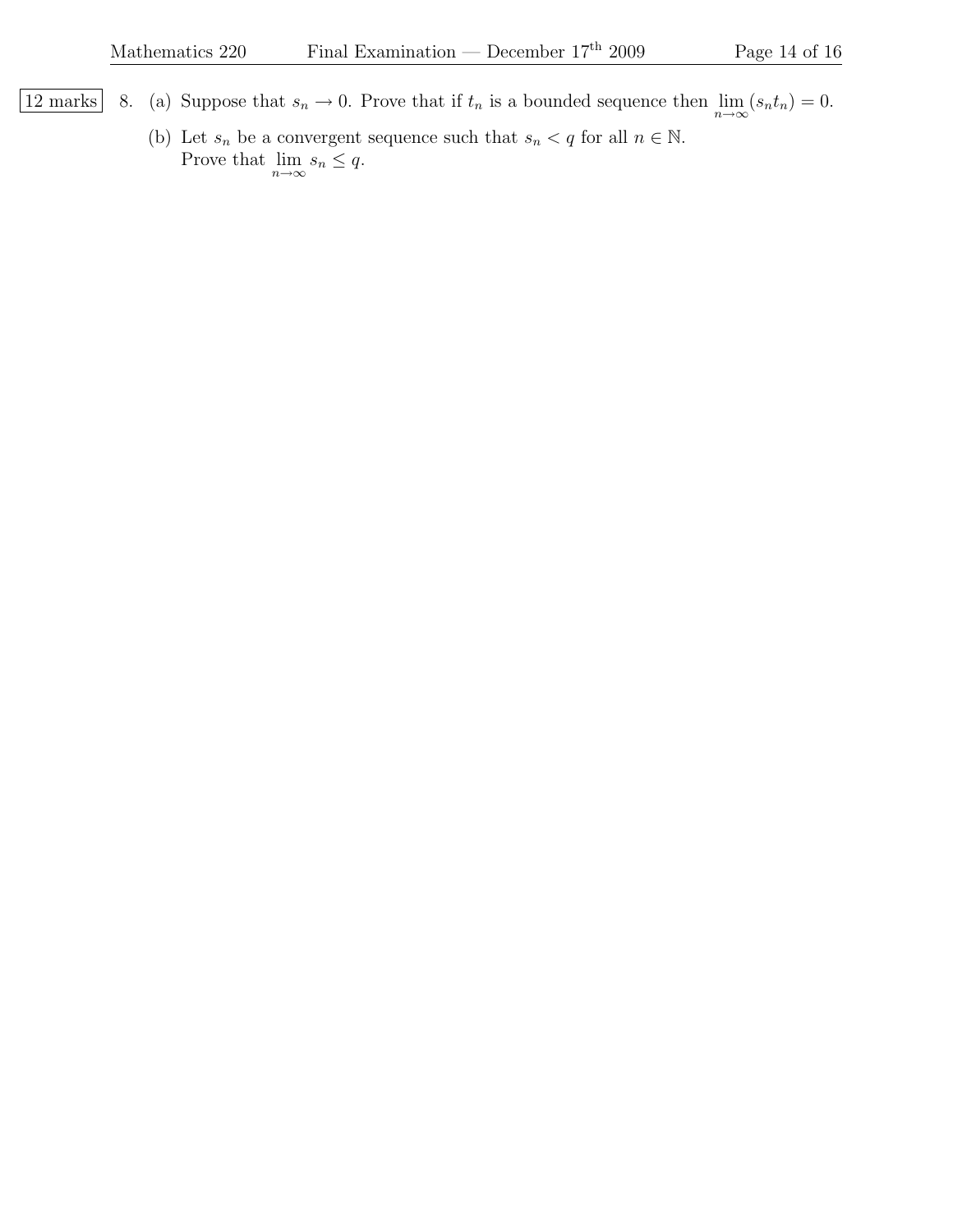12 marks

8. (a) Suppose that $s_n \to 0$. Prove that if $t_n$ is a bounded sequence then $\lim_{n\to\infty}(s_n t_n) = 0$.

   (b) Let $s_n$ be a convergent sequence such that $s_n < q$ for all $n \in \mathbb{N}$.
   Prove that $\lim_{n\to\infty} s_n \leq q$.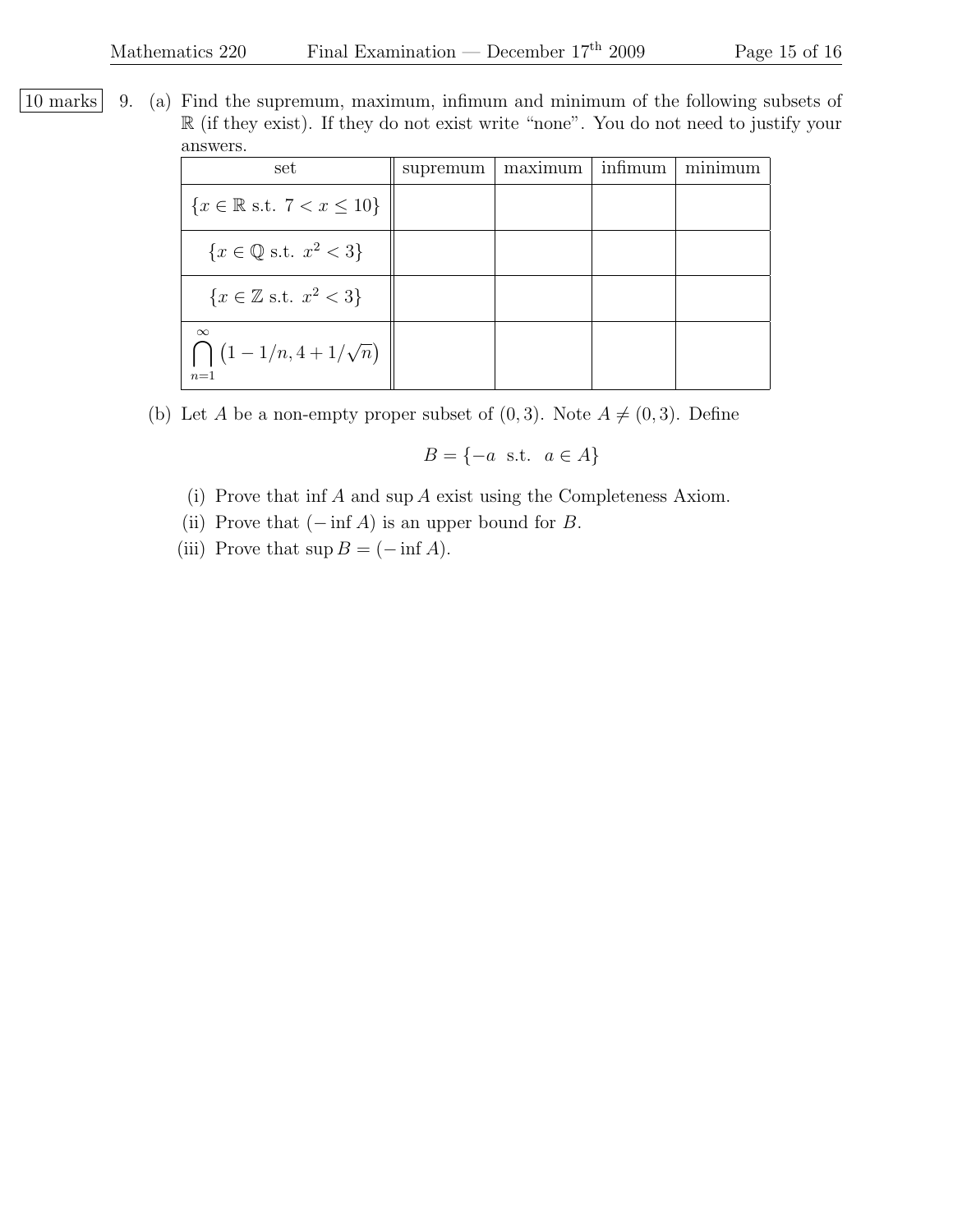10 marks

9. (a) Find the supremum, maximum, infimum and minimum of the following subsets of $\mathbb{R}$ (if they exist). If they do not exist write "none". You do not need to justify your answers.

| set | supremum | maximum | infimum | minimum |
|---|---|---|---|---|
| $\{x \in \mathbb{R} \text{ s.t. } 7 < x \leq 10\}$ | | | | |
| $\{x \in \mathbb{Q} \text{ s.t. } x^2 < 3\}$ | | | | |
| $\{x \in \mathbb{Z} \text{ s.t. } x^2 < 3\}$ | | | | |
| $\bigcap_{n=1}^{\infty} \left(1 - 1/n, 4 + 1/\sqrt{n}\right)$ | | | | |

(b) Let $A$ be a non-empty proper subset of $(0, 3)$. Note $A \neq (0, 3)$. Define

$$B = \{-a \text{ s.t. } a \in A\}$$

(i) Prove that $\inf A$ and $\sup A$ exist using the Completeness Axiom.

(ii) Prove that $(-\inf A)$ is an upper bound for $B$.

(iii) Prove that $\sup B = (-\inf A)$.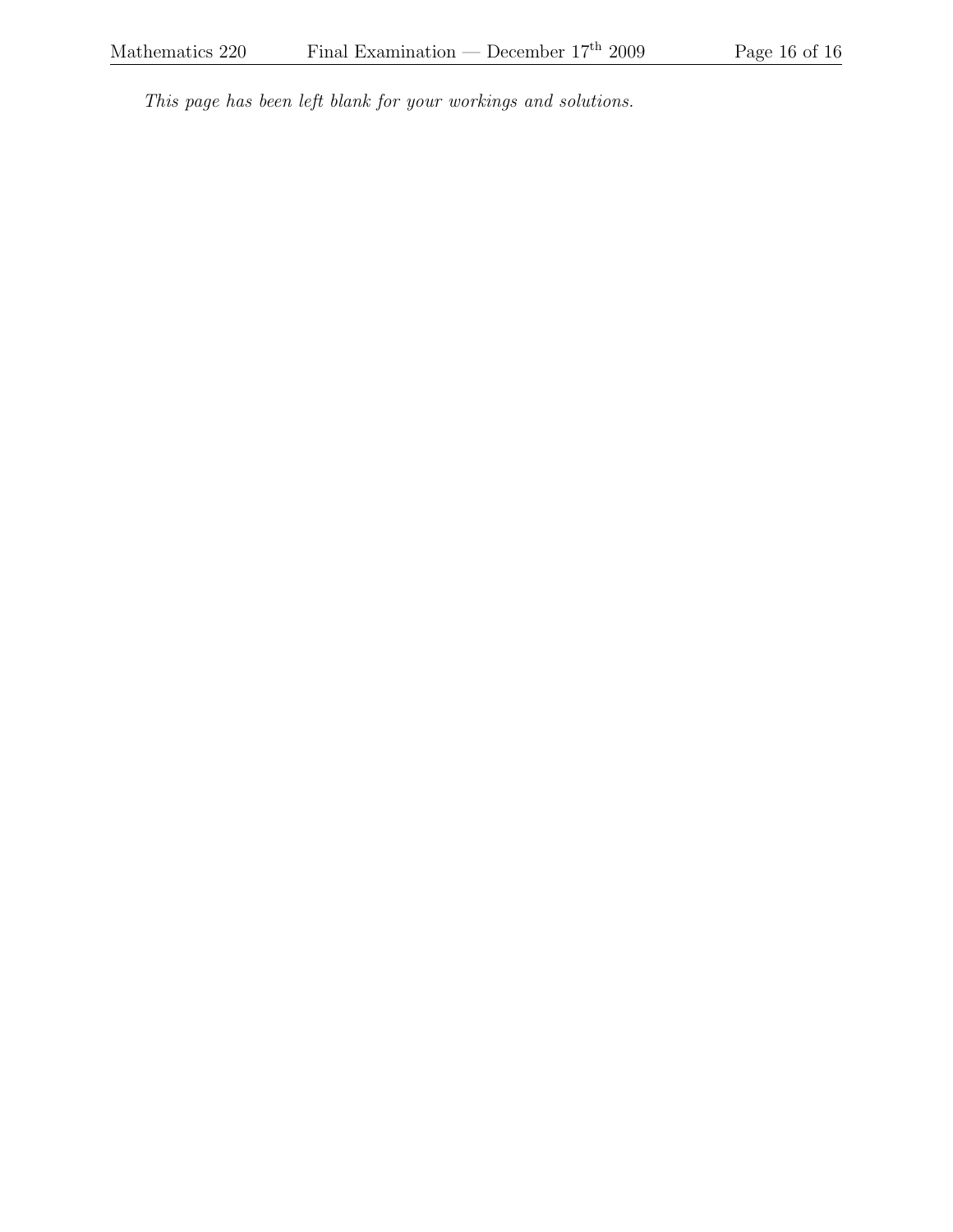*This page has been left blank for your workings and solutions.*